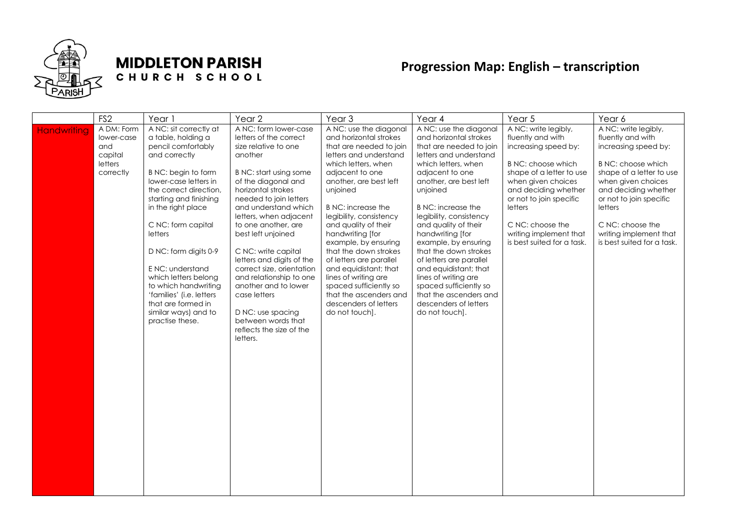MIDDLETON PARISH
CHURCH SCHOOL

# Progression Map: English – transcription

| | FS2 | Year 1 | Year 2 | Year 3 | Year 4 | Year 5 | Year 6 |
|---|---|---|---|---|---|---|---|
| Handwriting | A DM: Form lower-case and capital letters correctly | A NC: sit correctly at a table, holding a pencil comfortably and correctly<br><br>B NC: begin to form lower-case letters in the correct direction, starting and finishing in the right place<br><br>C NC: form capital letters<br><br>D NC: form digits 0-9<br><br>E NC: understand which letters belong to which handwriting 'families' (i.e. letters that are formed in similar ways) and to practise these. | A NC: form lower-case letters of the correct size relative to one another<br><br>B NC: start using some of the diagonal and horizontal strokes needed to join letters and understand which letters, when adjacent to one another, are best left unjoined<br><br>C NC: write capital letters and digits of the correct size, orientation and relationship to one another and to lower case letters<br><br>D NC: use spacing between words that reflects the size of the letters. | A NC: use the diagonal and horizontal strokes that are needed to join letters and understand which letters, when adjacent to one another, are best left unjoined<br><br>B NC: increase the legibility, consistency and quality of their handwriting [for example, by ensuring that the down strokes of letters are parallel and equidistant; that lines of writing are spaced sufficiently so that the ascenders and descenders of letters do not touch]. | A NC: use the diagonal and horizontal strokes that are needed to join letters and understand which letters, when adjacent to one another, are best left unjoined<br><br>B NC: increase the legibility, consistency and quality of their handwriting [for example, by ensuring that the down strokes of letters are parallel and equidistant; that lines of writing are spaced sufficiently so that the ascenders and descenders of letters do not touch]. | A NC: write legibly, fluently and with increasing speed by:<br><br>B NC: choose which shape of a letter to use when given choices and deciding whether or not to join specific letters<br><br>C NC: choose the writing implement that is best suited for a task. | A NC: write legibly, fluently and with increasing speed by:<br><br>B NC: choose which shape of a letter to use when given choices and deciding whether or not to join specific letters<br><br>C NC: choose the writing implement that is best suited for a task. |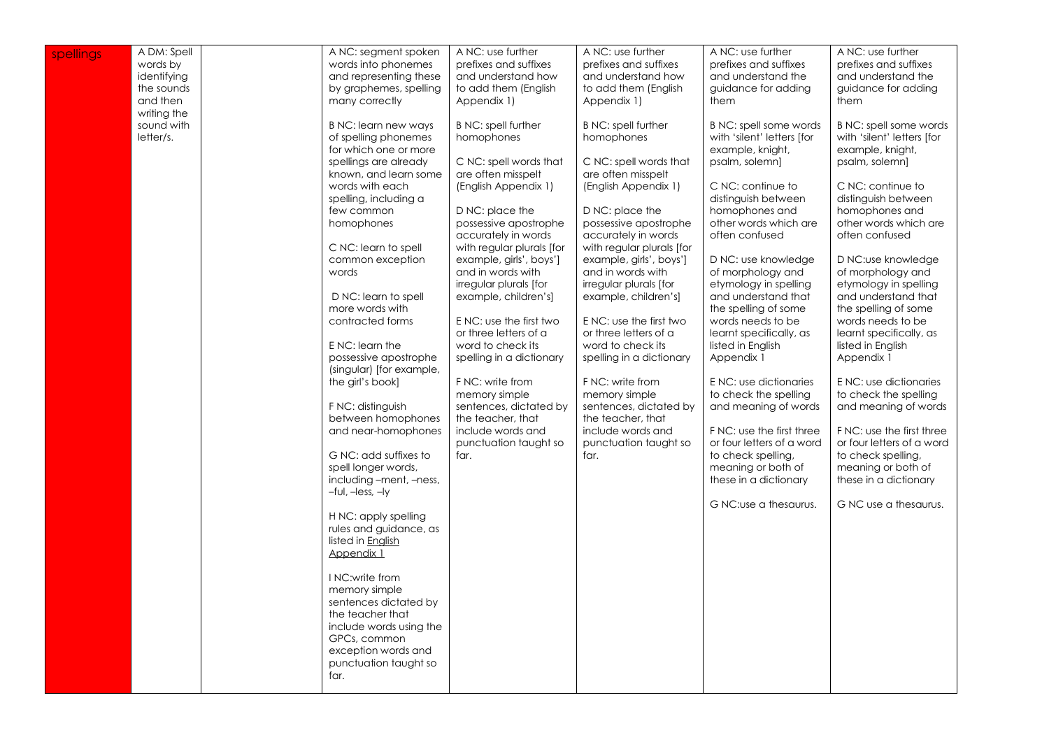| | | | | | | | |
|---|---|---|---|---|---|---|---|
| spellings | A DM: Spell words by identifying the sounds and then writing the sound with letter/s. | | A NC: segment spoken words into phonemes and representing these by graphemes, spelling many correctly<br><br>B NC: learn new ways of spelling phonemes for which one or more spellings are already known, and learn some words with each spelling, including a few common homophones<br><br>C NC: learn to spell common exception words<br><br>D NC: learn to spell more words with contracted forms<br><br>E NC: learn the possessive apostrophe (singular) [for example, the girl's book]<br><br>F NC: distinguish between homophones and near-homophones<br><br>G NC: add suffixes to spell longer words, including –ment, –ness, –ful, –less, –ly<br><br>H NC: apply spelling rules and guidance, as listed in English Appendix 1<br><br>I NC:write from memory simple sentences dictated by the teacher that include words using the GPCs, common exception words and punctuation taught so far. | A NC: use further prefixes and suffixes and understand how to add them (English Appendix 1)<br><br>B NC: spell further homophones<br><br>C NC: spell words that are often misspelt (English Appendix 1)<br><br>D NC: place the possessive apostrophe accurately in words with regular plurals [for example, girls', boys'] and in words with irregular plurals [for example, children's]<br><br>E NC: use the first two or three letters of a word to check its spelling in a dictionary<br><br>F NC: write from memory simple sentences, dictated by the teacher, that include words and punctuation taught so far. | A NC: use further prefixes and suffixes and understand how to add them (English Appendix 1)<br><br>B NC: spell further homophones<br><br>C NC: spell words that are often misspelt (English Appendix 1)<br><br>D NC: place the possessive apostrophe accurately in words with regular plurals [for example, girls', boys'] and in words with irregular plurals [for example, children's]<br><br>E NC: use the first two or three letters of a word to check its spelling in a dictionary<br><br>F NC: write from memory simple sentences, dictated by the teacher, that include words and punctuation taught so far. | A NC: use further prefixes and suffixes and understand the guidance for adding them<br><br>B NC: spell some words with 'silent' letters [for example, knight, psalm, solemn]<br><br>C NC: continue to distinguish between homophones and other words which are often confused<br><br>D NC: use knowledge of morphology and etymology in spelling and understand that the spelling of some words needs to be learnt specifically, as listed in English Appendix 1<br><br>E NC: use dictionaries to check the spelling and meaning of words<br><br>F NC: use the first three or four letters of a word to check spelling, meaning or both of these in a dictionary<br><br>G NC:use a thesaurus. | A NC: use further prefixes and suffixes and understand the guidance for adding them<br><br>B NC: spell some words with 'silent' letters [for example, knight, psalm, solemn]<br><br>C NC: continue to distinguish between homophones and other words which are often confused<br><br>D NC:use knowledge of morphology and etymology in spelling and understand that the spelling of some words needs to be learnt specifically, as listed in English Appendix 1<br><br>E NC: use dictionaries to check the spelling and meaning of words<br><br>F NC: use the first three or four letters of a word to check spelling, meaning or both of these in a dictionary<br><br>G NC use a thesaurus. |